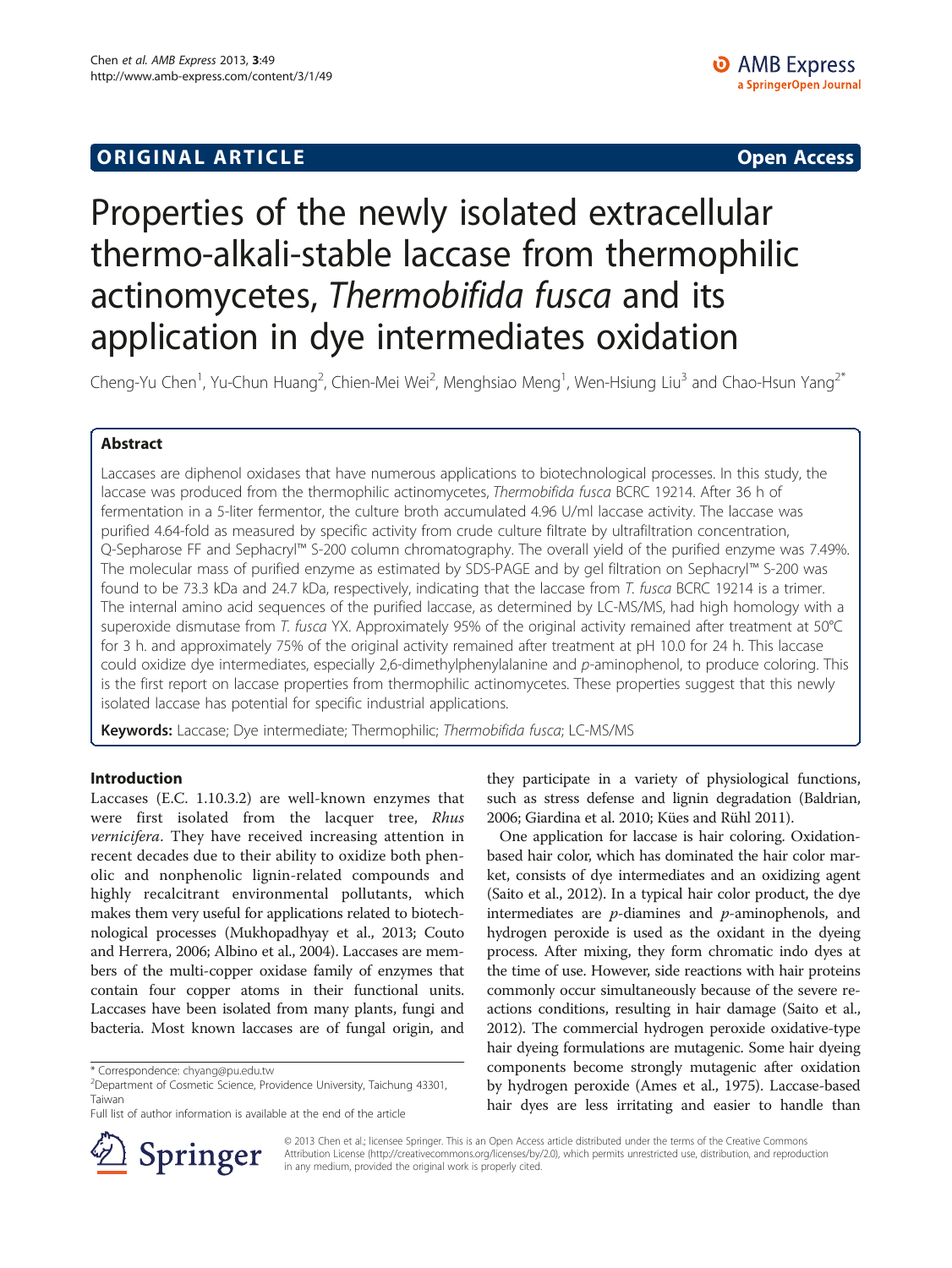ORIGINAL ARTICLE

Open Access

# Properties of the newly isolated extracellular thermo-alkali-stable laccase from thermophilic actinomycetes, *Thermobifida fusca* and its application in dye intermediates oxidation

Cheng-Yu Chen[1], Yu-Chun Huang[2], Chien-Mei Wei[2], Menghsiao Meng[1], Wen-Hsiung Liu[3] and Chao-Hsun Yang[2*]

## Abstract

Laccases are diphenol oxidases that have numerous applications to biotechnological processes. In this study, the laccase was produced from the thermophilic actinomycetes, *Thermobifida fusca* BCRC 19214. After 36 h of fermentation in a 5-liter fermentor, the culture broth accumulated 4.96 U/ml laccase activity. The laccase was purified 4.64-fold as measured by specific activity from crude culture filtrate by ultrafiltration concentration, Q-Sepharose FF and Sephacryl™ S-200 column chromatography. The overall yield of the purified enzyme was 7.49%. The molecular mass of purified enzyme as estimated by SDS-PAGE and by gel filtration on Sephacryl™ S-200 was found to be 73.3 kDa and 24.7 kDa, respectively, indicating that the laccase from *T. fusca* BCRC 19214 is a trimer. The internal amino acid sequences of the purified laccase, as determined by LC-MS/MS, had high homology with a superoxide dismutase from *T. fusca* YX. Approximately 95% of the original activity remained after treatment at 50°C for 3 h. and approximately 75% of the original activity remained after treatment at pH 10.0 for 24 h. This laccase could oxidize dye intermediates, especially 2,6-dimethylphenylalanine and *p*-aminophenol, to produce coloring. This is the first report on laccase properties from thermophilic actinomycetes. These properties suggest that this newly isolated laccase has potential for specific industrial applications.

**Keywords:** Laccase; Dye intermediate; Thermophilic; *Thermobifida fusca*; LC-MS/MS

## Introduction

Laccases (E.C. 1.10.3.2) are well-known enzymes that were first isolated from the lacquer tree, *Rhus vernicifera*. They have received increasing attention in recent decades due to their ability to oxidize both phenolic and nonphenolic lignin-related compounds and highly recalcitrant environmental pollutants, which makes them very useful for applications related to biotechnological processes (Mukhopadhyay et al., 2013; Couto and Herrera, 2006; Albino et al., 2004). Laccases are members of the multi-copper oxidase family of enzymes that contain four copper atoms in their functional units. Laccases have been isolated from many plants, fungi and bacteria. Most known laccases are of fungal origin, and they participate in a variety of physiological functions, such as stress defense and lignin degradation (Baldrian, 2006; Giardina et al. 2010; Kües and Rühl 2011).

One application for laccase is hair coloring. Oxidation-based hair color, which has dominated the hair color market, consists of dye intermediates and an oxidizing agent (Saito et al., 2012). In a typical hair color product, the dye intermediates are *p*-diamines and *p*-aminophenols, and hydrogen peroxide is used as the oxidant in the dyeing process. After mixing, they form chromatic indo dyes at the time of use. However, side reactions with hair proteins commonly occur simultaneously because of the severe reactions conditions, resulting in hair damage (Saito et al., 2012). The commercial hydrogen peroxide oxidative-type hair dyeing formulations are mutagenic. Some hair dyeing components become strongly mutagenic after oxidation by hydrogen peroxide (Ames et al., 1975). Laccase-based hair dyes are less irritating and easier to handle than

\* Correspondence: chyang@pu.edu.tw
[2]Department of Cosmetic Science, Providence University, Taichung 43301, Taiwan
Full list of author information is available at the end of the article

© 2013 Chen et al.; licensee Springer. This is an Open Access article distributed under the terms of the Creative Commons Attribution License (http://creativecommons.org/licenses/by/2.0), which permits unrestricted use, distribution, and reproduction in any medium, provided the original work is properly cited.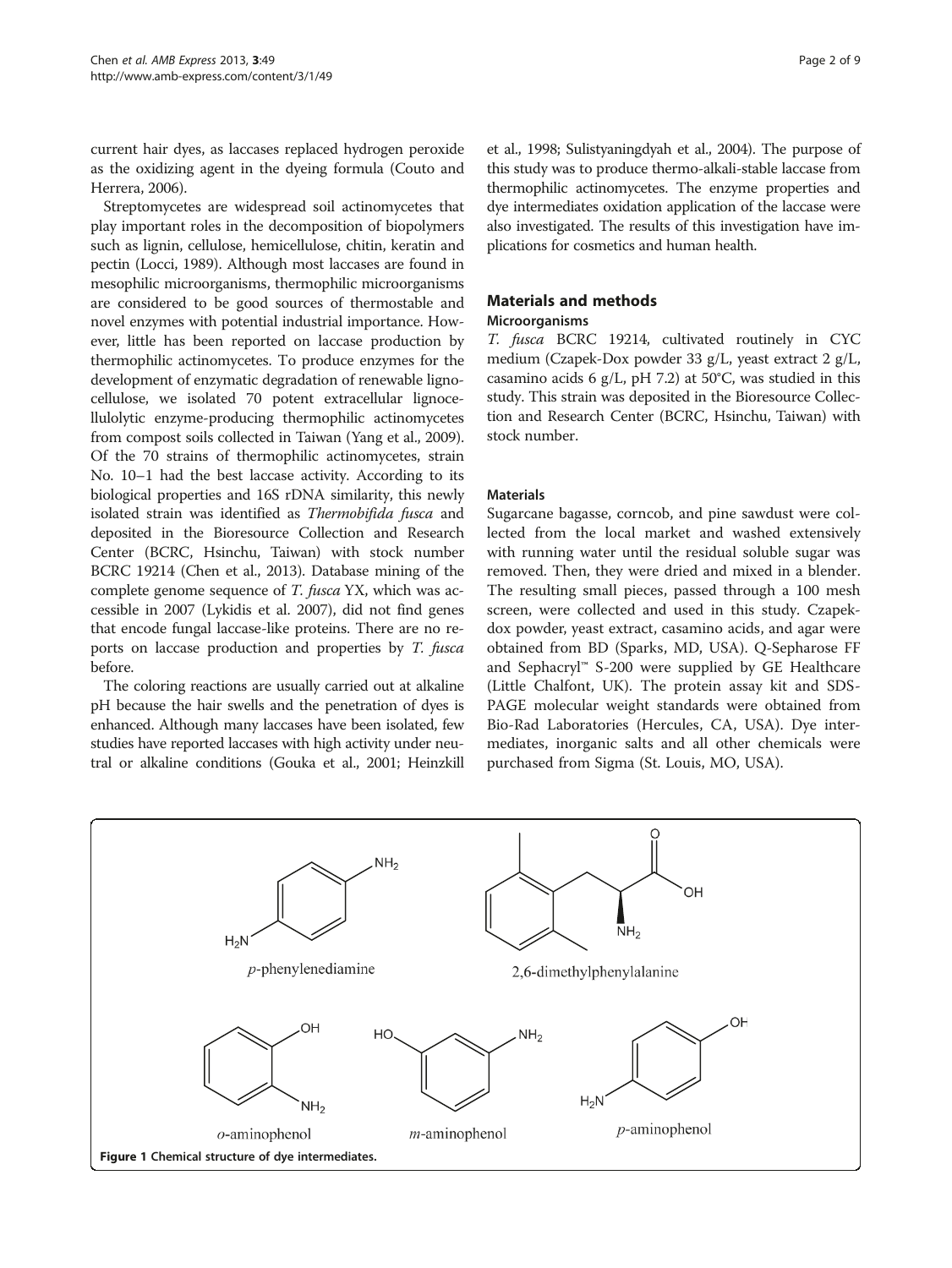current hair dyes, as laccases replaced hydrogen peroxide as the oxidizing agent in the dyeing formula (Couto and Herrera, 2006).

Streptomycetes are widespread soil actinomycetes that play important roles in the decomposition of biopolymers such as lignin, cellulose, hemicellulose, chitin, keratin and pectin (Locci, 1989). Although most laccases are found in mesophilic microorganisms, thermophilic microorganisms are considered to be good sources of thermostable and novel enzymes with potential industrial importance. However, little has been reported on laccase production by thermophilic actinomycetes. To produce enzymes for the development of enzymatic degradation of renewable lignocellulose, we isolated 70 potent extracellular lignocellulolytic enzyme-producing thermophilic actinomycetes from compost soils collected in Taiwan (Yang et al., 2009). Of the 70 strains of thermophilic actinomycetes, strain No. 10–1 had the best laccase activity. According to its biological properties and 16S rDNA similarity, this newly isolated strain was identified as *Thermobifida fusca* and deposited in the Bioresource Collection and Research Center (BCRC, Hsinchu, Taiwan) with stock number BCRC 19214 (Chen et al., 2013). Database mining of the complete genome sequence of *T. fusca* YX, which was accessible in 2007 (Lykidis et al. 2007), did not find genes that encode fungal laccase-like proteins. There are no reports on laccase production and properties by *T. fusca* before.

The coloring reactions are usually carried out at alkaline pH because the hair swells and the penetration of dyes is enhanced. Although many laccases have been isolated, few studies have reported laccases with high activity under neutral or alkaline conditions (Gouka et al., 2001; Heinzkill et al., 1998; Sulistyaningdyah et al., 2004). The purpose of this study was to produce thermo-alkali-stable laccase from thermophilic actinomycetes. The enzyme properties and dye intermediates oxidation application of the laccase were also investigated. The results of this investigation have implications for cosmetics and human health.

## Materials and methods

### Microorganisms

*T. fusca* BCRC 19214, cultivated routinely in CYC medium (Czapek-Dox powder 33 g/L, yeast extract 2 g/L, casamino acids 6 g/L, pH 7.2) at 50°C, was studied in this study. This strain was deposited in the Bioresource Collection and Research Center (BCRC, Hsinchu, Taiwan) with stock number.

### Materials

Sugarcane bagasse, corncob, and pine sawdust were collected from the local market and washed extensively with running water until the residual soluble sugar was removed. Then, they were dried and mixed in a blender. The resulting small pieces, passed through a 100 mesh screen, were collected and used in this study. Czapek-dox powder, yeast extract, casamino acids, and agar were obtained from BD (Sparks, MD, USA). Q-Sepharose FF and Sephacryl™ S-200 were supplied by GE Healthcare (Little Chalfont, UK). The protein assay kit and SDS-PAGE molecular weight standards were obtained from Bio-Rad Laboratories (Hercules, CA, USA). Dye intermediates, inorganic salts and all other chemicals were purchased from Sigma (St. Louis, MO, USA).

*p*-phenylenediamine

2,6-dimethylphenylalanine

*o*-aminophenol

*m*-aminophenol

*p*-aminophenol

**Figure 1 Chemical structure of dye intermediates.**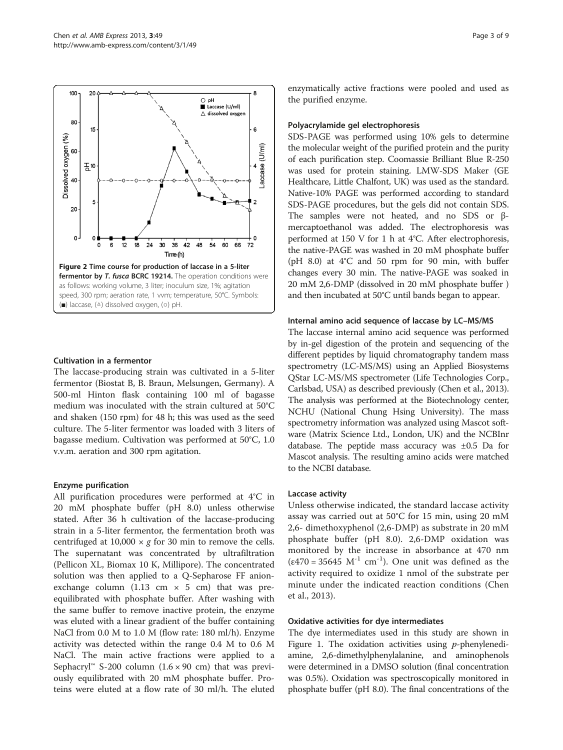**Figure 2 Time course for production of laccase in a 5-liter fermentor by *T. fusca* BCRC 19214.** The operation conditions were as follows: working volume, 3 liter; inoculum size, 1%; agitation speed, 300 rpm; aeration rate, 1 vvm; temperature, 50°C. Symbols: (■) laccase, (△) dissolved oxygen, (○) pH.

### Cultivation in a fermentor

The laccase-producing strain was cultivated in a 5-liter fermentor (Biostat B, B. Braun, Melsungen, Germany). A 500-ml Hinton flask containing 100 ml of bagasse medium was inoculated with the strain cultured at 50°C and shaken (150 rpm) for 48 h; this was used as the seed culture. The 5-liter fermentor was loaded with 3 liters of bagasse medium. Cultivation was performed at 50°C, 1.0 v.v.m. aeration and 300 rpm agitation.

### Enzyme purification

All purification procedures were performed at 4°C in 20 mM phosphate buffer (pH 8.0) unless otherwise stated. After 36 h cultivation of the laccase-producing strain in a 5-liter fermentor, the fermentation broth was centrifuged at 10,000 × *g* for 30 min to remove the cells. The supernatant was concentrated by ultrafiltration (Pellicon XL, Biomax 10 K, Millipore). The concentrated solution was then applied to a Q-Sepharose FF anion-exchange column (1.13 cm × 5 cm) that was pre-equilibrated with phosphate buffer. After washing with the same buffer to remove inactive protein, the enzyme was eluted with a linear gradient of the buffer containing NaCl from 0.0 M to 1.0 M (flow rate: 180 ml/h). Enzyme activity was detected within the range 0.4 M to 0.6 M NaCl. The main active fractions were applied to a Sephacryl™ S-200 column (1.6 × 90 cm) that was previously equilibrated with 20 mM phosphate buffer. Proteins were eluted at a flow rate of 30 ml/h. The eluted enzymatically active fractions were pooled and used as the purified enzyme.

### Polyacrylamide gel electrophoresis

SDS-PAGE was performed using 10% gels to determine the molecular weight of the purified protein and the purity of each purification step. Coomassie Brilliant Blue R-250 was used for protein staining. LMW-SDS Maker (GE Healthcare, Little Chalfont, UK) was used as the standard. Native-10% PAGE was performed according to standard SDS-PAGE procedures, but the gels did not contain SDS. The samples were not heated, and no SDS or β-mercaptoethanol was added. The electrophoresis was performed at 150 V for 1 h at 4°C. After electrophoresis, the native-PAGE was washed in 20 mM phosphate buffer (pH 8.0) at 4°C and 50 rpm for 90 min, with buffer changes every 30 min. The native-PAGE was soaked in 20 mM 2,6-DMP (dissolved in 20 mM phosphate buffer ) and then incubated at 50°C until bands began to appear.

### Internal amino acid sequence of laccase by LC–MS/MS

The laccase internal amino acid sequence was performed by in-gel digestion of the protein and sequencing of the different peptides by liquid chromatography tandem mass spectrometry (LC-MS/MS) using an Applied Biosystems QStar LC-MS/MS spectrometer (Life Technologies Corp., Carlsbad, USA) as described previously (Chen et al., 2013). The analysis was performed at the Biotechnology center, NCHU (National Chung Hsing University). The mass spectrometry information was analyzed using Mascot software (Matrix Science Ltd., London, UK) and the NCBInr database. The peptide mass accuracy was ±0.5 Da for Mascot analysis. The resulting amino acids were matched to the NCBI database.

### Laccase activity

Unless otherwise indicated, the standard laccase activity assay was carried out at 50°C for 15 min, using 20 mM 2,6- dimethoxyphenol (2,6-DMP) as substrate in 20 mM phosphate buffer (pH 8.0). 2,6-DMP oxidation was monitored by the increase in absorbance at 470 nm ($\varepsilon 470 = 35645\ M^{-1}\ cm^{-1}$). One unit was defined as the activity required to oxidize 1 nmol of the substrate per minute under the indicated reaction conditions (Chen et al., 2013).

### Oxidative activities for dye intermediates

The dye intermediates used in this study are shown in Figure 1. The oxidation activities using *p*-phenylenediamine, 2,6-dimethylphenylalanine, and aminophenols were determined in a DMSO solution (final concentration was 0.5%). Oxidation was spectroscopically monitored in phosphate buffer (pH 8.0). The final concentrations of the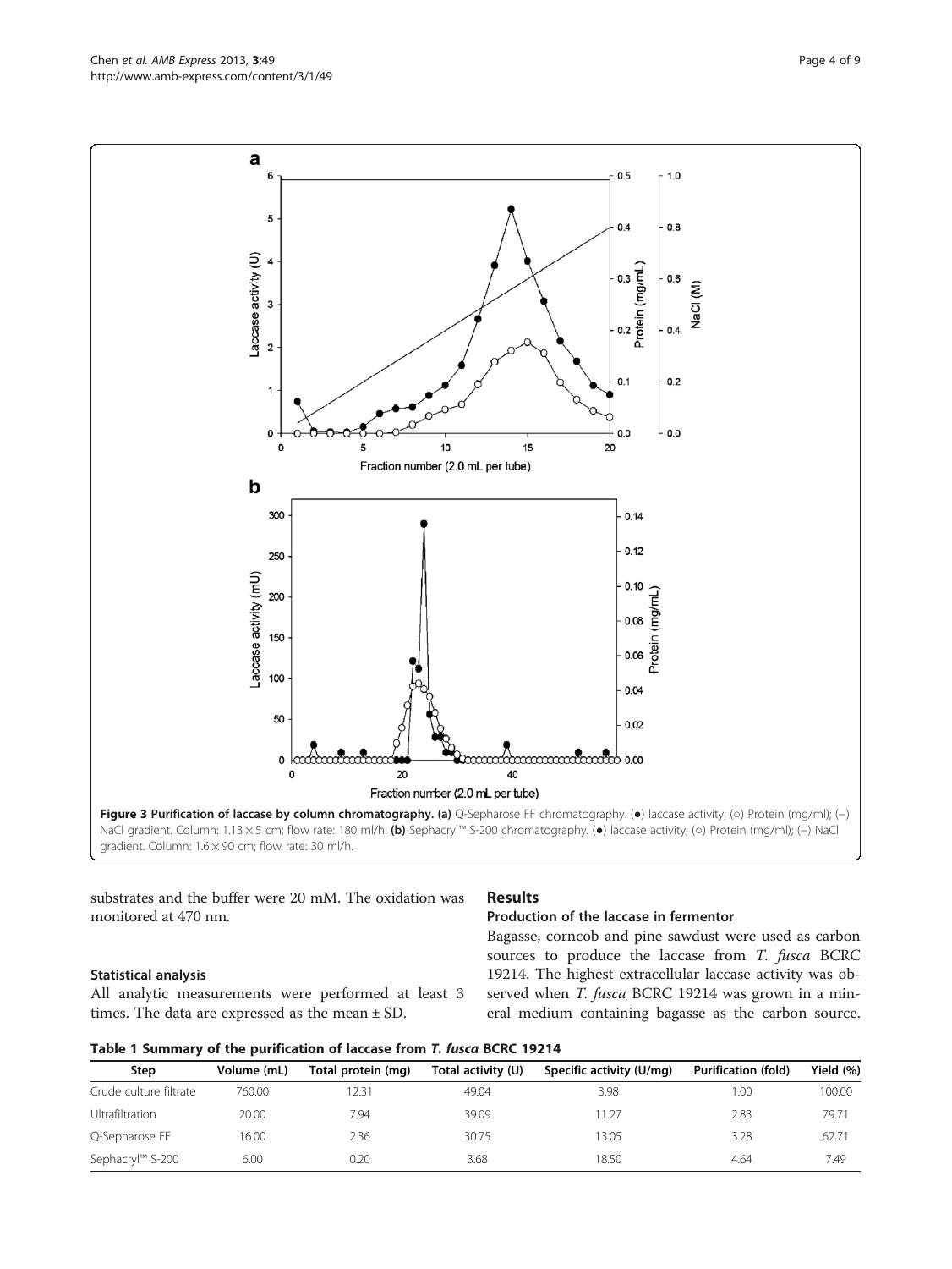**Figure 3 Purification of laccase by column chromatography. (a)** Q-Sepharose FF chromatography. (●) laccase activity; (○) Protein (mg/ml); (–) NaCl gradient. Column: 1.13 × 5 cm; flow rate: 180 ml/h. **(b)** Sephacryl™ S-200 chromatography. (●) laccase activity; (○) Protein (mg/ml); (–) NaCl gradient. Column: 1.6 × 90 cm; flow rate: 30 ml/h.

substrates and the buffer were 20 mM. The oxidation was monitored at 470 nm.

### Statistical analysis

All analytic measurements were performed at least 3 times. The data are expressed as the mean ± SD.

## Results

### Production of the laccase in fermentor

Bagasse, corncob and pine sawdust were used as carbon sources to produce the laccase from *T. fusca* BCRC 19214. The highest extracellular laccase activity was observed when *T. fusca* BCRC 19214 was grown in a mineral medium containing bagasse as the carbon source.

**Table 1 Summary of the purification of laccase from *T. fusca* BCRC 19214**

| Step | Volume (mL) | Total protein (mg) | Total activity (U) | Specific activity (U/mg) | Purification (fold) | Yield (%) |
|---|---|---|---|---|---|---|
| Crude culture filtrate | 760.00 | 12.31 | 49.04 | 3.98 | 1.00 | 100.00 |
| Ultrafiltration | 20.00 | 7.94 | 39.09 | 11.27 | 2.83 | 79.71 |
| Q-Sepharose FF | 16.00 | 2.36 | 30.75 | 13.05 | 3.28 | 62.71 |
| Sephacryl™ S-200 | 6.00 | 0.20 | 3.68 | 18.50 | 4.64 | 7.49 |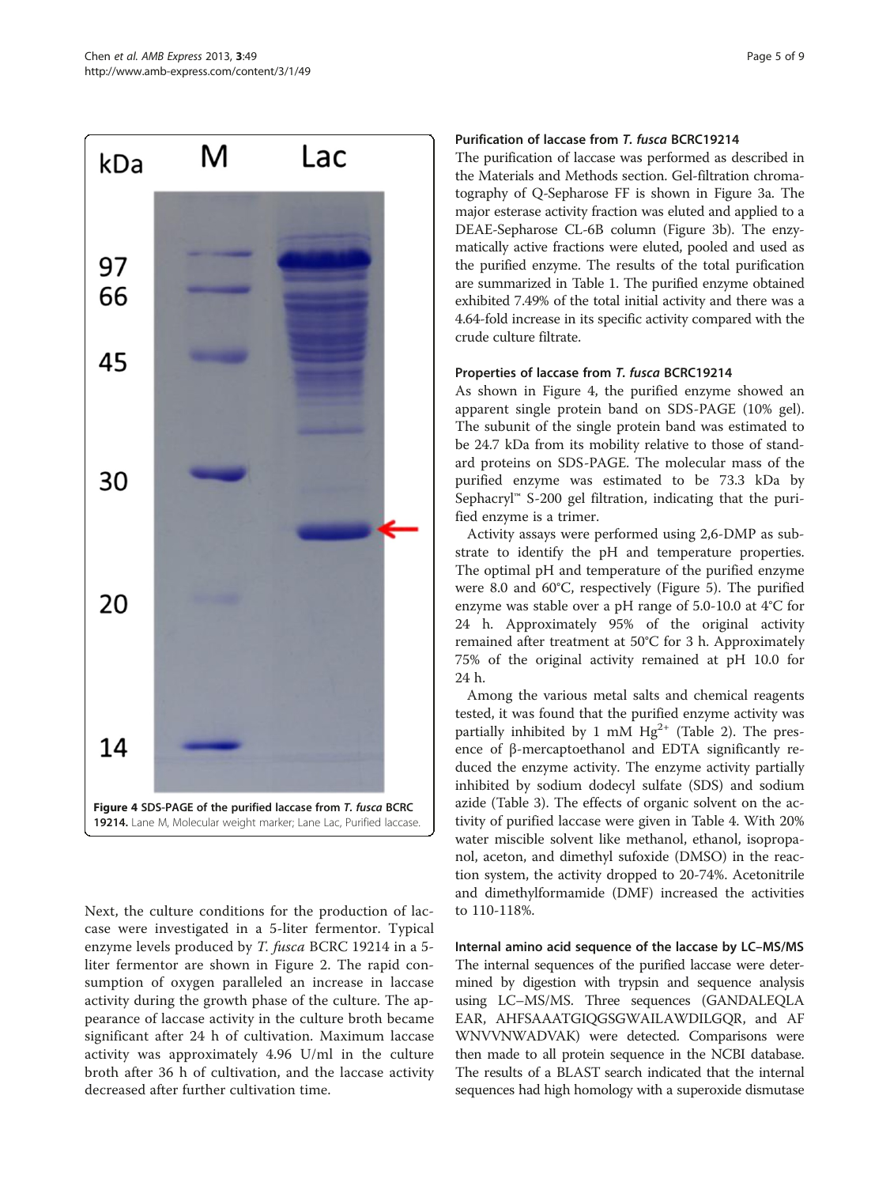Figure 4 SDS-PAGE of the purified laccase from *T. fusca* BCRC 19214. Lane M, Molecular weight marker; Lane Lac, Purified laccase.

Next, the culture conditions for the production of laccase were investigated in a 5-liter fermentor. Typical enzyme levels produced by *T. fusca* BCRC 19214 in a 5-liter fermentor are shown in Figure 2. The rapid consumption of oxygen paralleled an increase in laccase activity during the growth phase of the culture. The appearance of laccase activity in the culture broth became significant after 24 h of cultivation. Maximum laccase activity was approximately 4.96 U/ml in the culture broth after 36 h of cultivation, and the laccase activity decreased after further cultivation time.

### Purification of laccase from *T. fusca* BCRC19214

The purification of laccase was performed as described in the Materials and Methods section. Gel-filtration chromatography of Q-Sepharose FF is shown in Figure 3a. The major esterase activity fraction was eluted and applied to a DEAE-Sepharose CL-6B column (Figure 3b). The enzymatically active fractions were eluted, pooled and used as the purified enzyme. The results of the total purification are summarized in Table 1. The purified enzyme obtained exhibited 7.49% of the total initial activity and there was a 4.64-fold increase in its specific activity compared with the crude culture filtrate.

### Properties of laccase from *T. fusca* BCRC19214

As shown in Figure 4, the purified enzyme showed an apparent single protein band on SDS-PAGE (10% gel). The subunit of the single protein band was estimated to be 24.7 kDa from its mobility relative to those of standard proteins on SDS-PAGE. The molecular mass of the purified enzyme was estimated to be 73.3 kDa by Sephacryl™ S-200 gel filtration, indicating that the purified enzyme is a trimer.

Activity assays were performed using 2,6-DMP as substrate to identify the pH and temperature properties. The optimal pH and temperature of the purified enzyme were 8.0 and 60°C, respectively (Figure 5). The purified enzyme was stable over a pH range of 5.0-10.0 at 4°C for 24 h. Approximately 95% of the original activity remained after treatment at 50°C for 3 h. Approximately 75% of the original activity remained at pH 10.0 for 24 h.

Among the various metal salts and chemical reagents tested, it was found that the purified enzyme activity was partially inhibited by 1 mM $Hg^{2+}$ (Table 2). The presence of β-mercaptoethanol and EDTA significantly reduced the enzyme activity. The enzyme activity partially inhibited by sodium dodecyl sulfate (SDS) and sodium azide (Table 3). The effects of organic solvent on the activity of purified laccase were given in Table 4. With 20% water miscible solvent like methanol, ethanol, isopropanol, aceton, and dimethyl sufoxide (DMSO) in the reaction system, the activity dropped to 20-74%. Acetonitrile and dimethylformamide (DMF) increased the activities to 110-118%.

### Internal amino acid sequence of the laccase by LC–MS/MS

The internal sequences of the purified laccase were determined by digestion with trypsin and sequence analysis using LC–MS/MS. Three sequences (GANDALEQLAEAR, AHFSAAATGIQGSGWAILAWDILGQR, and AFWNVVNWADVAK) were detected. Comparisons were then made to all protein sequence in the NCBI database. The results of a BLAST search indicated that the internal sequences had high homology with a superoxide dismutase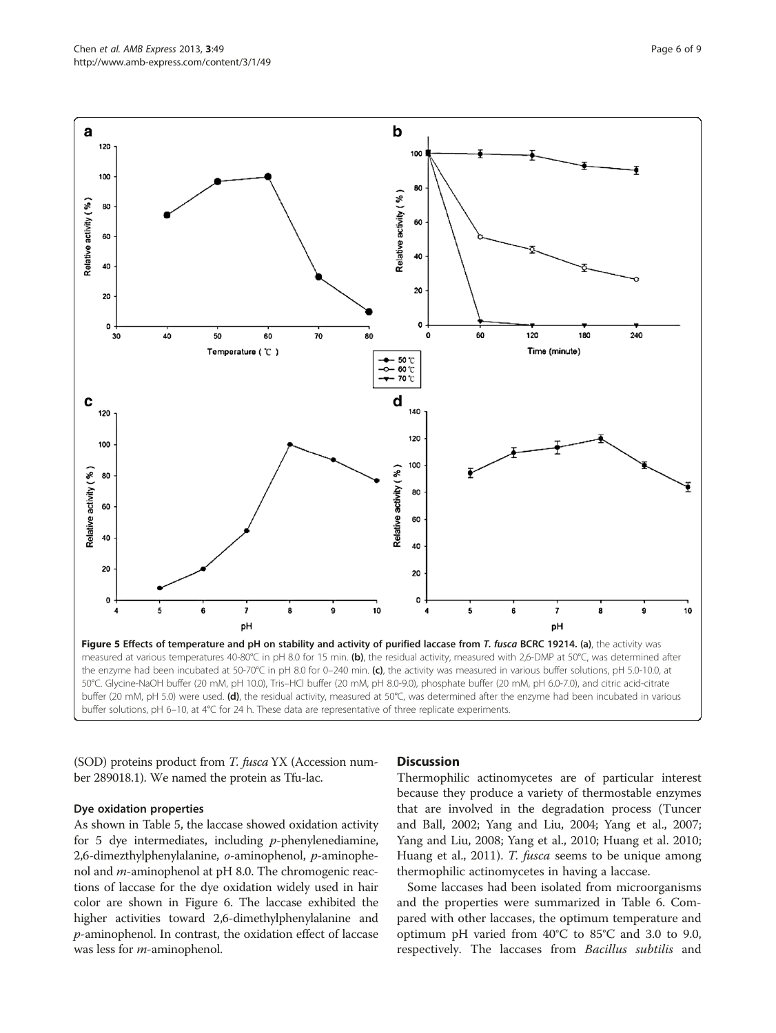Figure 5 Effects of temperature and pH on stability and activity of purified laccase from *T. fusca* BCRC 19214. (a), the activity was measured at various temperatures 40-80°C in pH 8.0 for 15 min. (b), the residual activity, measured with 2,6-DMP at 50°C, was determined after the enzyme had been incubated at 50-70°C in pH 8.0 for 0–240 min. (c), the activity was measured in various buffer solutions, pH 5.0-10.0, at 50°C. Glycine-NaOH buffer (20 mM, pH 10.0), Tris–HCl buffer (20 mM, pH 8.0-9.0), phosphate buffer (20 mM, pH 6.0-7.0), and citric acid-citrate buffer (20 mM, pH 5.0) were used. (d), the residual activity, measured at 50°C, was determined after the enzyme had been incubated in various buffer solutions, pH 6–10, at 4°C for 24 h. These data are representative of three replicate experiments.

(SOD) proteins product from *T. fusca* YX (Accession number 289018.1). We named the protein as Tfu-lac.

### Dye oxidation properties

As shown in Table 5, the laccase showed oxidation activity for 5 dye intermediates, including *p*-phenylenediamine, 2,6-dimezthylphenylalanine, *o*-aminophenol, *p*-aminophenol and *m*-aminophenol at pH 8.0. The chromogenic reactions of laccase for the dye oxidation widely used in hair color are shown in Figure 6. The laccase exhibited the higher activities toward 2,6-dimethylphenylalanine and *p*-aminophenol. In contrast, the oxidation effect of laccase was less for *m*-aminophenol.

## Discussion

Thermophilic actinomycetes are of particular interest because they produce a variety of thermostable enzymes that are involved in the degradation process (Tuncer and Ball, 2002; Yang and Liu, 2004; Yang et al., 2007; Yang and Liu, 2008; Yang et al., 2010; Huang et al. 2010; Huang et al., 2011). *T. fusca* seems to be unique among thermophilic actinomycetes in having a laccase.

Some laccases had been isolated from microorganisms and the properties were summarized in Table 6. Compared with other laccases, the optimum temperature and optimum pH varied from 40°C to 85°C and 3.0 to 9.0, respectively. The laccases from *Bacillus subtilis* and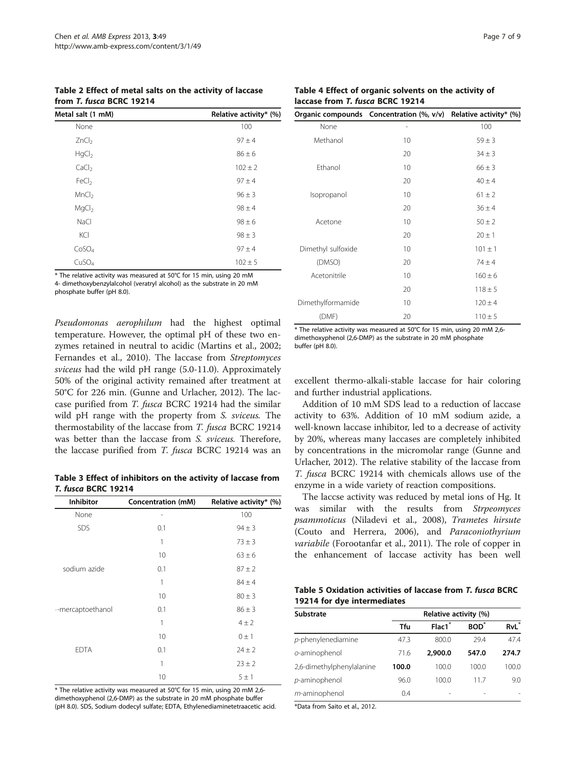**Table 2 Effect of metal salts on the activity of laccase from *T. fusca* BCRC 19214**

| Metal salt (1 mM) | Relative activity* (%) |
|---|---|
| None | 100 |
| $ZnCl_2$ | 97 ± 4 |
| $HgCl_2$ | 86 ± 6 |
| $CaCl_2$ | 102 ± 2 |
| $FeCl_2$ | 97 ± 4 |
| $MnCl_2$ | 96 ± 3 |
| $MgCl_2$ | 98 ± 4 |
| NaCl | 98 ± 6 |
| KCl | 98 ± 3 |
| $CoSO_4$ | 97 ± 4 |
| $CuSO_4$ | 102 ± 5 |

* The relative activity was measured at 50°C for 15 min, using 20 mM 4- dimethoxybenzylalcohol (veratryl alcohol) as the substrate in 20 mM phosphate buffer (pH 8.0).

*Pseudomonas aerophilum* had the highest optimal temperature. However, the optimal pH of these two enzymes retained in neutral to acidic (Martins et al., 2002; Fernandes et al., 2010). The laccase from *Streptomyces sviceus* had the wild pH range (5.0-11.0). Approximately 50% of the original activity remained after treatment at 50°C for 226 min. (Gunne and Urlacher, 2012). The laccase purified from *T. fusca* BCRC 19214 had the similar wild pH range with the property from *S. sviceus.* The thermostability of the laccase from *T. fusca* BCRC 19214 was better than the laccase from *S. sviceus.* Therefore, the laccase purified from *T. fusca* BCRC 19214 was an excellent thermo-alkali-stable laccase for hair coloring and further industrial applications.

**Table 3 Effect of inhibitors on the activity of laccase from *T. fusca* BCRC 19214**

| Inhibitor | Concentration (mM) | Relative activity* (%) |
|---|---|---|
| None | - | 100 |
| SDS | 0.1 | 94 ± 3 |
| | 1 | 73 ± 3 |
| | 10 | 63 ± 6 |
| sodium azide | 0.1 | 87 ± 2 |
| | 1 | 84 ± 4 |
| | 10 | 80 ± 3 |
| ·-mercaptoethanol | 0.1 | 86 ± 3 |
| | 1 | 4 ± 2 |
| | 10 | 0 ± 1 |
| EDTA | 0.1 | 24 ± 2 |
| | 1 | 23 ± 2 |
| | 10 | 5 ± 1 |

* The relative activity was measured at 50°C for 15 min, using 20 mM 2,6-dimethoxyphenol (2,6-DMP) as the substrate in 20 mM phosphate buffer (pH 8.0). SDS, Sodium dodecyl sulfate; EDTA, Ethylenediaminetetraacetic acid.

**Table 4 Effect of organic solvents on the activity of laccase from *T. fusca* BCRC 19214**

| Organic compounds | Concentration (%, v/v) | Relative activity* (%) |
|---|---|---|
| None | - | 100 |
| Methanol | 10 | 59 ± 3 |
| | 20 | 34 ± 3 |
| Ethanol | 10 | 66 ± 3 |
| | 20 | 40 ± 4 |
| Isopropanol | 10 | 61 ± 2 |
| | 20 | 36 ± 4 |
| Acetone | 10 | 50 ± 2 |
| | 20 | 20 ± 1 |
| Dimethyl sulfoxide (DMSO) | 10 | 101 ± 1 |
| | 20 | 74 ± 4 |
| Acetonitrile | 10 | 160 ± 6 |
| | 20 | 118 ± 5 |
| Dimethylformamide (DMF) | 10 | 120 ± 4 |
| | 20 | 110 ± 5 |

* The relative activity was measured at 50°C for 15 min, using 20 mM 2,6-dimethoxyphenol (2,6-DMP) as the substrate in 20 mM phosphate buffer (pH 8.0).

Addition of 10 mM SDS lead to a reduction of laccase activity to 63%. Addition of 10 mM sodium azide, a well-known laccase inhibitor, led to a decrease of activity by 20%, whereas many laccases are completely inhibited by concentrations in the micromolar range (Gunne and Urlacher, 2012). The relative stability of the laccase from *T. fusca* BCRC 19214 with chemicals allows use of the enzyme in a wide variety of reaction compositions.

The laccse activity was reduced by metal ions of Hg. It was similar with the results from *Strpeomyces psammoticus* (Niladevi et al., 2008), *Trametes hirsute* (Couto and Herrera, 2006), and *Paraconiothyrium variabile* (Forootanfar et al., 2011). The role of copper in the enhancement of laccase activity has been well

**Table 5 Oxidation activities of laccase from *T. fusca* BCRC 19214 for dye intermediates**

| Substrate | Relative activity (%) | | | |
|---|---|---|---|---|
| | Tfu | Flac1* | BOD* | RvL* |
| *p*-phenylenediamine | 47.3 | 800.0 | 29.4 | 47.4 |
| *o*-aminophenol | 71.6 | **2,900.0** | **547.0** | **274.7** |
| 2,6-dimethylphenylalanine | **100.0** | 100.0 | 100.0 | 100.0 |
| *p*-aminophenol | 96.0 | 100.0 | 11.7 | 9.0 |
| *m*-aminophenol | 0.4 | - | - | - |

*Data from Saito et al., 2012.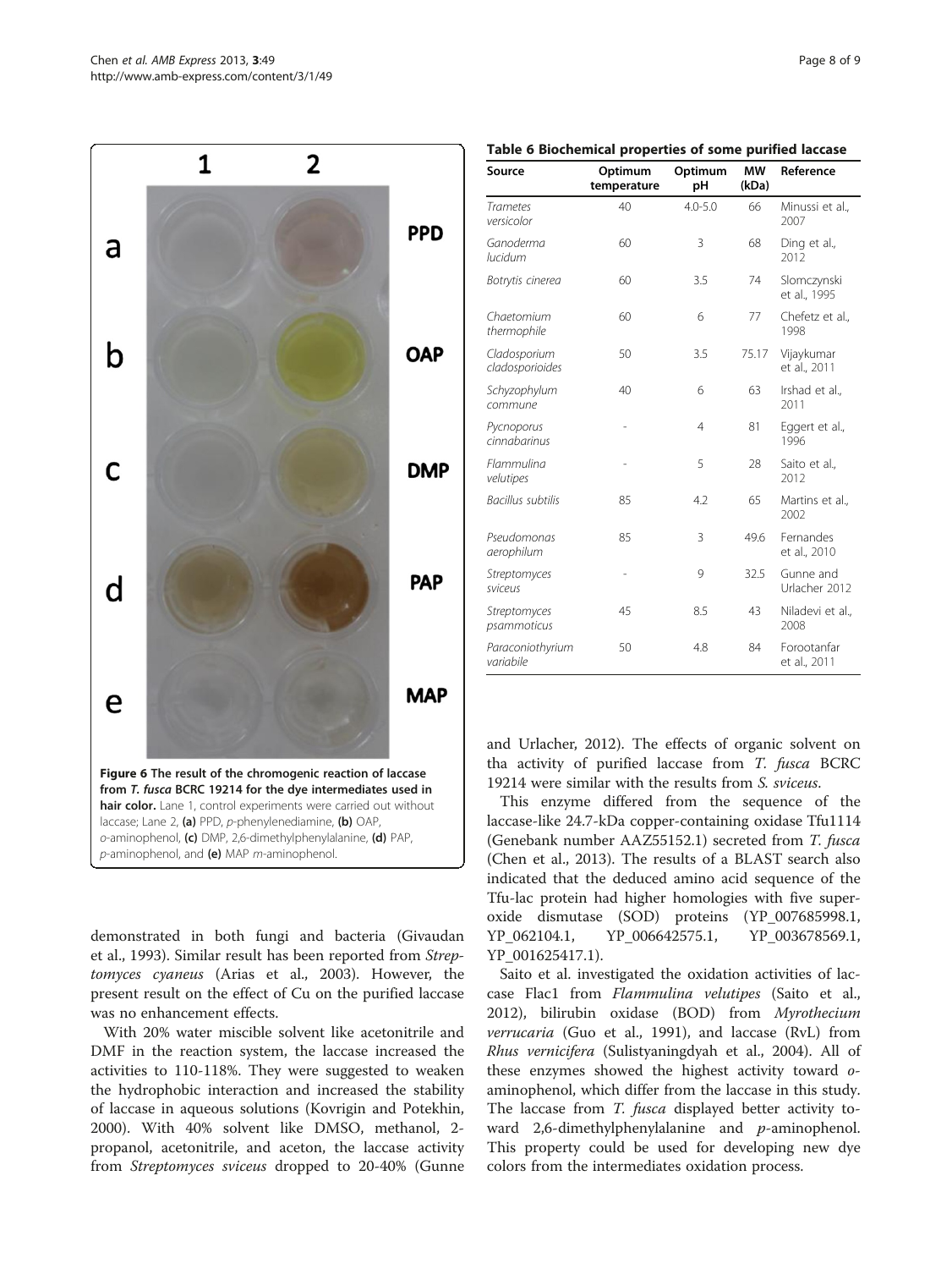Figure 6 The result of the chromogenic reaction of laccase from *T. fusca* BCRC 19214 for the dye intermediates used in hair color. Lane 1, control experiments were carried out without laccase; Lane 2, (a) PPD, *p*-phenylenediamine, (b) OAP, *o*-aminophenol, (c) DMP, 2,6-dimethylphenylalanine, (d) PAP, *p*-aminophenol, and (e) MAP *m*-aminophenol.

demonstrated in both fungi and bacteria (Givaudan et al., 1993). Similar result has been reported from *Streptomyces cyaneus* (Arias et al., 2003). However, the present result on the effect of Cu on the purified laccase was no enhancement effects.

With 20% water miscible solvent like acetonitrile and DMF in the reaction system, the laccase increased the activities to 110-118%. They were suggested to weaken the hydrophobic interaction and increased the stability of laccase in aqueous solutions (Kovrigin and Potekhin, 2000). With 40% solvent like DMSO, methanol, 2-propanol, acetonitrile, and aceton, the laccase activity from *Streptomyces sviceus* dropped to 20-40% (Gunne and Urlacher, 2012). The effects of organic solvent on tha activity of purified laccase from *T. fusca* BCRC 19214 were similar with the results from *S. sviceus*.

**Table 6 Biochemical properties of some purified laccase**

| Source | Optimum temperature | Optimum pH | MW (kDa) | Reference |
|---|---|---|---|---|
| *Trametes versicolor* | 40 | 4.0-5.0 | 66 | Minussi et al., 2007 |
| *Ganoderma lucidum* | 60 | 3 | 68 | Ding et al., 2012 |
| *Botrytis cinerea* | 60 | 3.5 | 74 | Slomczynski et al., 1995 |
| *Chaetomium thermophile* | 60 | 6 | 77 | Chefetz et al., 1998 |
| *Cladosporium cladosporioides* | 50 | 3.5 | 75.17 | Vijaykumar et al., 2011 |
| *Schyzophylum commune* | 40 | 6 | 63 | Irshad et al., 2011 |
| *Pycnoporus cinnabarinus* | - | 4 | 81 | Eggert et al., 1996 |
| *Flammulina velutipes* | - | 5 | 28 | Saito et al., 2012 |
| *Bacillus subtilis* | 85 | 4.2 | 65 | Martins et al., 2002 |
| *Pseudomonas aerophilum* | 85 | 3 | 49.6 | Fernandes et al., 2010 |
| *Streptomyces sviceus* | - | 9 | 32.5 | Gunne and Urlacher 2012 |
| *Streptomyces psammoticus* | 45 | 8.5 | 43 | Niladevi et al., 2008 |
| *Paraconiothyrium variabile* | 50 | 4.8 | 84 | Forootanfar et al., 2011 |

This enzyme differed from the sequence of the laccase-like 24.7-kDa copper-containing oxidase Tfu1114 (Genebank number AAZ55152.1) secreted from *T. fusca* (Chen et al., 2013). The results of a BLAST search also indicated that the deduced amino acid sequence of the Tfu-lac protein had higher homologies with five superoxide dismutase (SOD) proteins (YP_007685998.1, YP_062104.1, YP_006642575.1, YP_003678569.1, YP_001625417.1).

Saito et al. investigated the oxidation activities of laccase Flac1 from *Flammulina velutipes* (Saito et al., 2012), bilirubin oxidase (BOD) from *Myrothecium verrucaria* (Guo et al., 1991), and laccase (RvL) from *Rhus vernicifera* (Sulistyaningdyah et al., 2004). All of these enzymes showed the highest activity toward *o*-aminophenol, which differ from the laccase in this study. The laccase from *T. fusca* displayed better activity toward 2,6-dimethylphenylalanine and *p*-aminophenol. This property could be used for developing new dye colors from the intermediates oxidation process.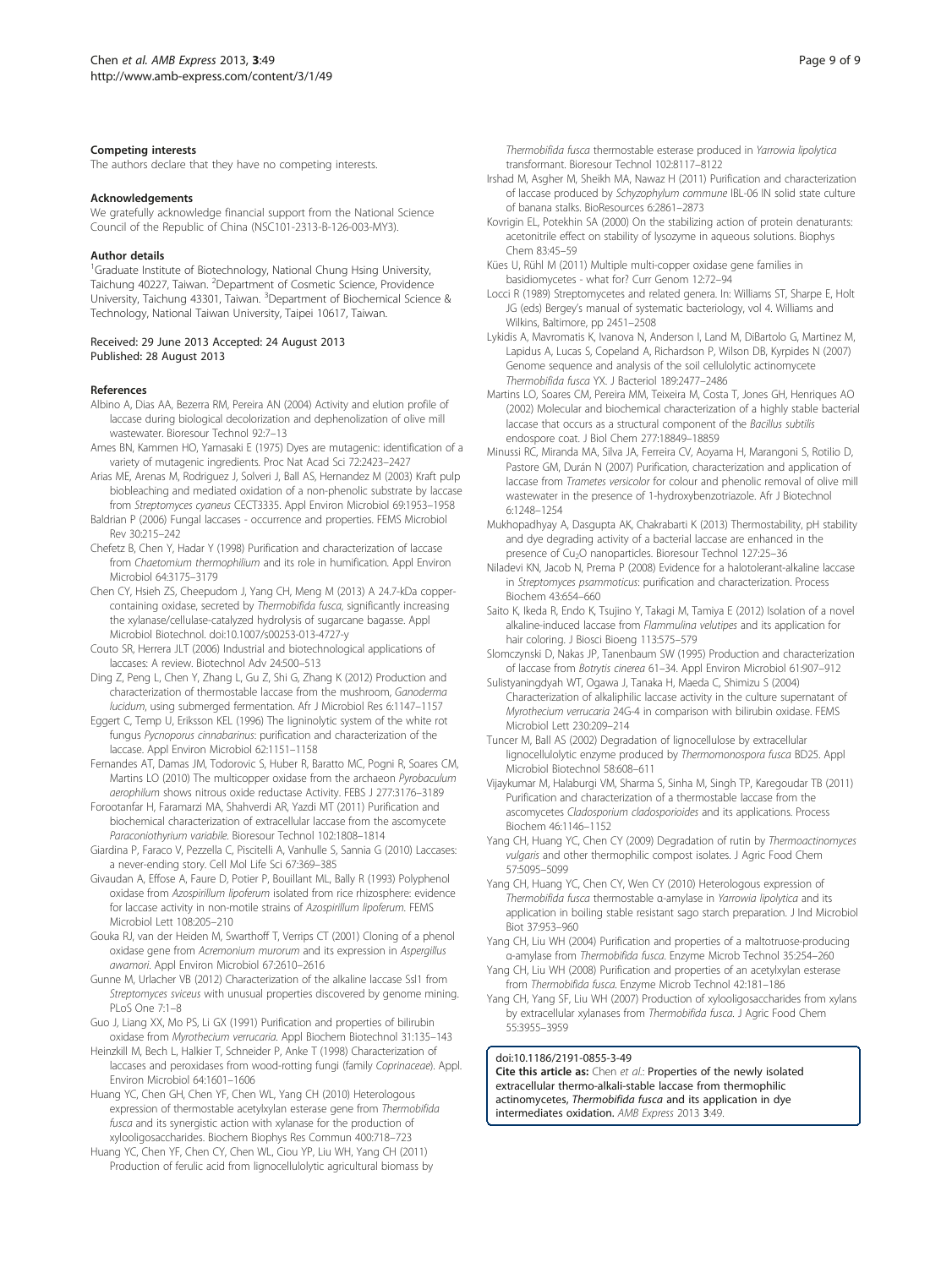#### Competing interests

The authors declare that they have no competing interests.

#### Acknowledgements

We gratefully acknowledge financial support from the National Science Council of the Republic of China (NSC101-2313-B-126-003-MY3).

#### Author details

[1]Graduate Institute of Biotechnology, National Chung Hsing University, Taichung 40227, Taiwan. [2]Department of Cosmetic Science, Providence University, Taichung 43301, Taiwan. [3]Department of Biochemical Science & Technology, National Taiwan University, Taipei 10617, Taiwan.

Received: 29 June 2013 Accepted: 24 August 2013
Published: 28 August 2013

#### References

Albino A, Dias AA, Bezerra RM, Pereira AN (2004) Activity and elution profile of laccase during biological decolorization and dephenolization of olive mill wastewater. Bioresour Technol 92:7–13

Ames BN, Kammen HO, Yamasaki E (1975) Dyes are mutagenic: identification of a variety of mutagenic ingredients. Proc Nat Acad Sci 72:2423–2427

Arias ME, Arenas M, Rodriguez J, Solveri J, Ball AS, Hernandez M (2003) Kraft pulp biobleaching and mediated oxidation of a non-phenolic substrate by laccase from *Streptomyces cyaneus* CECT3335. Appl Environ Microbiol 69:1953–1958

Baldrian P (2006) Fungal laccases - occurrence and properties. FEMS Microbiol Rev 30:215–242

Chefetz B, Chen Y, Hadar Y (1998) Purification and characterization of laccase from *Chaetomium thermophilium* and its role in humification. Appl Environ Microbiol 64:3175–3179

Chen CY, Hsieh ZS, Cheepudom J, Yang CH, Meng M (2013) A 24.7-kDa copper-containing oxidase, secreted by *Thermobifida fusca*, significantly increasing the xylanase/cellulase-catalyzed hydrolysis of sugarcane bagasse. Appl Microbiol Biotechnol. doi:10.1007/s00253-013-4727-y

Couto SR, Herrera JLT (2006) Industrial and biotechnological applications of laccases: A review. Biotechnol Adv 24:500–513

Ding Z, Peng L, Chen Y, Zhang L, Gu Z, Shi G, Zhang K (2012) Production and characterization of thermostable laccase from the mushroom, *Ganoderma lucidum*, using submerged fermentation. Afr J Microbiol Res 6:1147–1157

Eggert C, Temp U, Eriksson KEL (1996) The ligninolytic system of the white rot fungus *Pycnoporus cinnabarinus*: purification and characterization of the laccase. Appl Environ Microbiol 62:1151–1158

Fernandes AT, Damas JM, Todorovic S, Huber R, Baratto MC, Pogni R, Soares CM, Martins LO (2010) The multicopper oxidase from the archaeon *Pyrobaculum aerophilum* shows nitrous oxide reductase Activity. FEBS J 277:3176–3189

Forootanfar H, Faramarzi MA, Shahverdi AR, Yazdi MT (2011) Purification and biochemical characterization of extracellular laccase from the ascomycete *Paraconiothyrium variabile*. Bioresour Technol 102:1808–1814

Giardina P, Faraco V, Pezzella C, Piscitelli A, Vanhulle S, Sannia G (2010) Laccases: a never-ending story. Cell Mol Life Sci 67:369–385

Givaudan A, Effose A, Faure D, Potier P, Bouillant ML, Bally R (1993) Polyphenol oxidase from *Azospirillum lipoferum* isolated from rice rhizosphere: evidence for laccase activity in non-motile strains of *Azospirillum lipoferum*. FEMS Microbiol Lett 108:205–210

Gouka RJ, van der Heiden M, Swarthoff T, Verrips CT (2001) Cloning of a phenol oxidase gene from *Acremonium murorum* and its expression in *Aspergillus awamori*. Appl Environ Microbiol 67:2610–2616

Gunne M, Urlacher VB (2012) Characterization of the alkaline laccase Ssl1 from *Streptomyces sviceus* with unusual properties discovered by genome mining. PLoS One 7:1–8

Guo J, Liang XX, Mo PS, Li GX (1991) Purification and properties of bilirubin oxidase from *Myrothecium verrucaria*. Appl Biochem Biotechnol 31:135–143

Heinzkill M, Bech L, Halkier T, Schneider P, Anke T (1998) Characterization of laccases and peroxidases from wood-rotting fungi (family *Coprinaceae*). Appl. Environ Microbiol 64:1601–1606

Huang YC, Chen GH, Chen YF, Chen WL, Yang CH (2010) Heterologous expression of thermostable acetylxylan esterase gene from *Thermobifida fusca* and its synergistic action with xylanase for the production of xylooligosaccharides. Biochem Biophys Res Commun 400:718–723

Huang YC, Chen YF, Chen CY, Chen WL, Ciou YP, Liu WH, Yang CH (2011) Production of ferulic acid from lignocellulolytic agricultural biomass by *Thermobifida fusca* thermostable esterase produced in *Yarrowia lipolytica* transformant. Bioresour Technol 102:8117–8122

Irshad M, Asgher M, Sheikh MA, Nawaz H (2011) Purification and characterization of laccase produced by *Schyzophylum commune* IBL-06 IN solid state culture of banana stalks. BioResources 6:2861–2873

Kovrigin EL, Potekhin SA (2000) On the stabilizing action of protein denaturants: acetonitrile effect on stability of lysozyme in aqueous solutions. Biophys Chem 83:45–59

Kües U, Rühl M (2011) Multiple multi-copper oxidase gene families in basidiomycetes - what for? Curr Genom 12:72–94

Locci R (1989) Streptomycetes and related genera. In: Williams ST, Sharpe E, Holt JG (eds) Bergey's manual of systematic bacteriology, vol 4. Williams and Wilkins, Baltimore, pp 2451–2508

Lykidis A, Mavromatis K, Ivanova N, Anderson I, Land M, DiBartolo G, Martinez M, Lapidus A, Lucas S, Copeland A, Richardson P, Wilson DB, Kyrpides N (2007) Genome sequence and analysis of the soil cellulolytic actinomycete *Thermobifida fusca* YX. J Bacteriol 189:2477–2486

Martins LO, Soares CM, Pereira MM, Teixeira M, Costa T, Jones GH, Henriques AO (2002) Molecular and biochemical characterization of a highly stable bacterial laccase that occurs as a structural component of the *Bacillus subtilis* endospore coat. J Biol Chem 277:18849–18859

Minussi RC, Miranda MA, Silva JA, Ferreira CV, Aoyama H, Marangoni S, Rotilio D, Pastore GM, Durán N (2007) Purification, characterization and application of laccase from *Trametes versicolor* for colour and phenolic removal of olive mill wastewater in the presence of 1-hydroxybenzotriazole. Afr J Biotechnol 6:1248–1254

Mukhopadhyay A, Dasgupta AK, Chakrabarti K (2013) Thermostability, pH stability and dye degrading activity of a bacterial laccase are enhanced in the presence of $Cu_2O$ nanoparticles. Bioresour Technol 127:25–36

Niladevi KN, Jacob N, Prema P (2008) Evidence for a halotolerant-alkaline laccase in *Streptomyces psammoticus*: purification and characterization. Process Biochem 43:654–660

Saito K, Ikeda R, Endo K, Tsujino Y, Takagi M, Tamiya E (2012) Isolation of a novel alkaline-induced laccase from *Flammulina velutipes* and its application for hair coloring. J Biosci Bioeng 113:575–579

Slomczynski D, Nakas JP, Tanenbaum SW (1995) Production and characterization of laccase from *Botrytis cinerea* 61–34. Appl Environ Microbiol 61:907–912

Sulistyaningdyah WT, Ogawa J, Tanaka H, Maeda C, Shimizu S (2004) Characterization of alkaliphilic laccase activity in the culture supernatant of *Myrothecium verrucaria* 24G-4 in comparison with bilirubin oxidase. FEMS Microbiol Lett 230:209–214

Tuncer M, Ball AS (2002) Degradation of lignocellulose by extracellular lignocellulolytic enzyme produced by *Thermomonospora fusca* BD25. Appl Microbiol Biotechnol 58:608–611

Vijaykumar M, Halaburgi VM, Sharma S, Sinha M, Singh TP, Karegoudar TB (2011) Purification and characterization of a thermostable laccase from the ascomycetes *Cladosporium cladosporioides* and its applications. Process Biochem 46:1146–1152

Yang CH, Huang YC, Chen CY (2009) Degradation of rutin by *Thermoactinomyces vulgaris* and other thermophilic compost isolates. J Agric Food Chem 57:5095–5099

Yang CH, Huang YC, Chen CY, Wen CY (2010) Heterologous expression of *Thermobifida fusca* thermostable α-amylase in *Yarrowia lipolytica* and its application in boiling stable resistant sago starch preparation. J Ind Microbiol Biot 37:953–960

Yang CH, Liu WH (2004) Purification and properties of a maltotruose-producing α-amylase from *Thermobifida fusca*. Enzyme Microb Technol 35:254–260

Yang CH, Liu WH (2008) Purification and properties of an acetylxylan esterase from *Thermobifida fusca*. Enzyme Microb Technol 42:181–186

Yang CH, Yang SF, Liu WH (2007) Production of xylooligosaccharides from xylans by extracellular xylanases from *Thermobifida fusca*. J Agric Food Chem 55:3955–3959

doi:10.1186/2191-0855-3-49

**Cite this article as:** Chen *et al.*: Properties of the newly isolated extracellular thermo-alkali-stable laccase from thermophilic actinomycetes, *Thermobifida fusca* and its application in dye intermediates oxidation. *AMB Express* 2013 **3**:49.